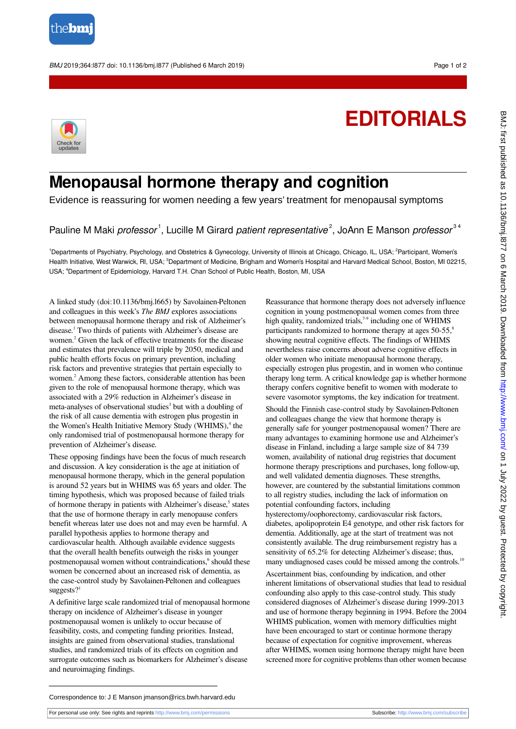# EDITORIALS

# Menopausal hormone therapy and cognition

Evidence is reassuring for women needing a few years' treatment for menopausal symptoms

Pauline M Maki *professor*[1], Lucille M Girard *patient representative*[2], JoAnn E Manson *professor*[3 4]

[1]Departments of Psychiatry, Psychology, and Obstetrics & Gynecology, University of Illinois at Chicago, Chicago, IL, USA; [2]Participant, Women's Health Initiative, West Warwick, RI, USA; [3]Department of Medicine, Brigham and Women's Hospital and Harvard Medical School, Boston, MI 02215, USA; [4]Department of Epidemiology, Harvard T.H. Chan School of Public Health, Boston, MI, USA

A linked study (doi:10.1136/bmj.l665) by Savolainen-Peltonen and colleagues in this week's *The BMJ* explores associations between menopausal hormone therapy and risk of Alzheimer's disease.[1] Two thirds of patients with Alzheimer's disease are women.[2] Given the lack of effective treatments for the disease and estimates that prevalence will triple by 2050, medical and public health efforts focus on primary prevention, including risk factors and preventive strategies that pertain especially to women.[2] Among these factors, considerable attention has been given to the role of menopausal hormone therapy, which was associated with a 29% reduction in Alzheimer's disease in meta-analyses of observational studies[3] but with a doubling of the risk of all cause dementia with estrogen plus progestin in the Women's Health Initiative Memory Study (WHIMS),[4] the only randomised trial of postmenopausal hormone therapy for prevention of Alzheimer's disease.

These opposing findings have been the focus of much research and discussion. A key consideration is the age at initiation of menopausal hormone therapy, which in the general population is around 52 years but in WHIMS was 65 years and older. The timing hypothesis, which was proposed because of failed trials of hormone therapy in patients with Alzheimer's disease,[5] states that the use of hormone therapy in early menopause confers benefit whereas later use does not and may even be harmful. A parallel hypothesis applies to hormone therapy and cardiovascular health. Although available evidence suggests that the overall health benefits outweigh the risks in younger postmenopausal women without contraindications,[6] should these women be concerned about an increased risk of dementia, as the case-control study by Savolainen-Peltonen and colleagues suggests?[1]

A definitive large scale randomized trial of menopausal hormone therapy on incidence of Alzheimer's disease in younger postmenopausal women is unlikely to occur because of feasibility, costs, and competing funding priorities. Instead, insights are gained from observational studies, translational studies, and randomized trials of its effects on cognition and surrogate outcomes such as biomarkers for Alzheimer's disease and neuroimaging findings.

Reassurance that hormone therapy does not adversely influence cognition in young postmenopausal women comes from three high quality, randomized trials,[7-9] including one of WHIMS participants randomized to hormone therapy at ages 50-55,[8] showing neutral cognitive effects. The findings of WHIMS nevertheless raise concerns about adverse cognitive effects in older women who initiate menopausal hormone therapy, especially estrogen plus progestin, and in women who continue therapy long term. A critical knowledge gap is whether hormone therapy confers cognitive benefit to women with moderate to severe vasomotor symptoms, the key indication for treatment.

Should the Finnish case-control study by Savolainen-Peltonen and colleagues change the view that hormone therapy is generally safe for younger postmenopausal women? There are many advantages to examining hormone use and Alzheimer's disease in Finland, including a large sample size of 84 739 women, availability of national drug registries that document hormone therapy prescriptions and purchases, long follow-up, and well validated dementia diagnoses. These strengths, however, are countered by the substantial limitations common to all registry studies, including the lack of information on potential confounding factors, including hysterectomy/oophorectomy, cardiovascular risk factors, diabetes, apolipoprotein E4 genotype, and other risk factors for dementia. Additionally, age at the start of treatment was not consistently available. The drug reimbursement registry has a sensitivity of 65.2% for detecting Alzheimer's disease; thus, many undiagnosed cases could be missed among the controls.[10]

Ascertainment bias, confounding by indication, and other inherent limitations of observational studies that lead to residual confounding also apply to this case-control study. This study considered diagnoses of Alzheimer's disease during 1999-2013 and use of hormone therapy beginning in 1994. Before the 2004 WHIMS publication, women with memory difficulties might have been encouraged to start or continue hormone therapy because of expectation for cognitive improvement, whereas after WHIMS, women using hormone therapy might have been screened more for cognitive problems than other women because

Correspondence to: J E Manson jmanson@rics.bwh.harvard.edu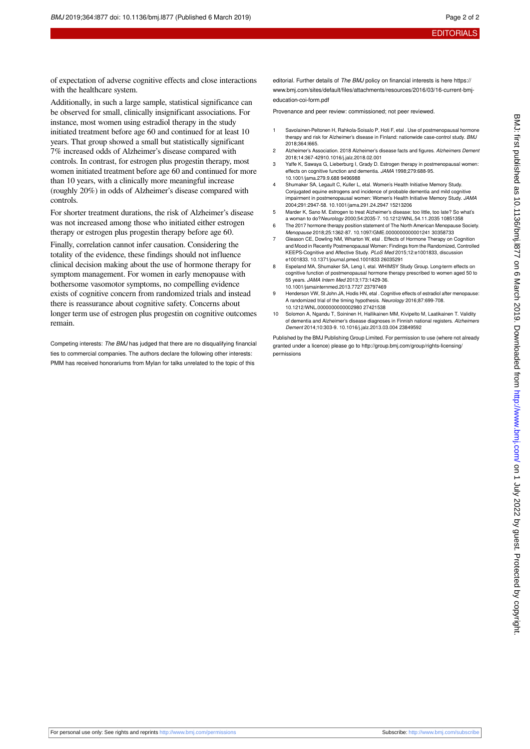of expectation of adverse cognitive effects and close interactions with the healthcare system.

Additionally, in such a large sample, statistical significance can be observed for small, clinically insignificant associations. For instance, most women using estradiol therapy in the study initiated treatment before age 60 and continued for at least 10 years. That group showed a small but statistically significant 7% increased odds of Alzheimer's disease compared with controls. In contrast, for estrogen plus progestin therapy, most women initiated treatment before age 60 and continued for more than 10 years, with a clinically more meaningful increase (roughly 20%) in odds of Alzheimer's disease compared with controls.

For shorter treatment durations, the risk of Alzheimer's disease was not increased among those who initiated either estrogen therapy or estrogen plus progestin therapy before age 60.

Finally, correlation cannot infer causation. Considering the totality of the evidence, these findings should not influence clinical decision making about the use of hormone therapy for symptom management. For women in early menopause with bothersome vasomotor symptoms, no compelling evidence exists of cognitive concern from randomized trials and instead there is reassurance about cognitive safety. Concerns about longer term use of estrogen plus progestin on cognitive outcomes remain.

Competing interests: *The BMJ* has judged that there are no disqualifying financial ties to commercial companies. The authors declare the following other interests: PMM has received honorariums from Mylan for talks unrelated to the topic of this editorial. Further details of *The BMJ* policy on financial interests is here https://www.bmj.com/sites/default/files/attachments/resources/2016/03/16-current-bmj-education-coi-form.pdf

Provenance and peer review: commissioned; not peer reviewed.

1. Savolainen-Peltonen H, Rahkola-Soisalo P, Hoti F, etal . Use of postmenopausal hormone therapy and risk for Alzheimer's disease in Finland: nationwide case-control study. *BMJ* 2018;364:l665.
2. Alzheimer's Association. 2018 Alzheimer's disease facts and figures. *Alzheimers Dement* 2018;14:367-42910.1016/j.jalz.2018.02.001
3. Yaffe K, Sawaya G, Lieberburg I, Grady D. Estrogen therapy in postmenopausal women: effects on cognitive function and dementia. *JAMA* 1998;279:688-95. 10.1001/jama.279.9.688 9496988
4. Shumaker SA, Legault C, Kuller L, etal. Women's Health Initiative Memory Study. Conjugated equine estrogens and incidence of probable dementia and mild cognitive impairment in postmenopausal women: Women's Health Initiative Memory Study. *JAMA* 2004;291:2947-58. 10.1001/jama.291.24.2947 15213206
5. Marder K, Sano M. Estrogen to treat Alzheimer's disease: too little, too late? So what's a woman to do?*Neurology* 2000;54:2035-7. 10.1212/WNL.54.11.2035 10851358
6. The 2017 hormone therapy position statement of The North American Menopause Society. *Menopause* 2018;25:1362-87. 10.1097/GME.0000000000001241 30358733
7. Gleason CE, Dowling NM, Wharton W, etal . Effects of Hormone Therapy on Cognition and Mood in Recently Postmenopausal Women: Findings from the Randomized, Controlled KEEPS-Cognitive and Affective Study. *PLoS Med* 2015;12:e1001833, discussion e1001833. 10.1371/journal.pmed.1001833 26035291
8. Espeland MA, Shumaker SA, Leng I, etal. WHIMSY Study Group. Long-term effects on cognitive function of postmenopausal hormone therapy prescribed to women aged 50 to 55 years. *JAMA Intern Med* 2013;173:1429-36. 10.1001/jamainternmed.2013.7727 23797469
9. Henderson VW, St John JA, Hodis HN, etal . Cognitive effects of estradiol after menopause: A randomized trial of the timing hypothesis. *Neurology* 2016;87:699-708. 10.1212/WNL.0000000000002980 27421538
10. Solomon A, Ngandu T, Soininen H, Hallikainen MM, Kivipelto M, Laatikainen T. Validity of dementia and Alzheimer's disease diagnoses in Finnish national registers. *Alzheimers Dement* 2014;10:303-9. 10.1016/j.jalz.2013.03.004 23849592

Published by the BMJ Publishing Group Limited. For permission to use (where not already granted under a licence) please go to http://group.bmj.com/group/rights-licensing/permissions